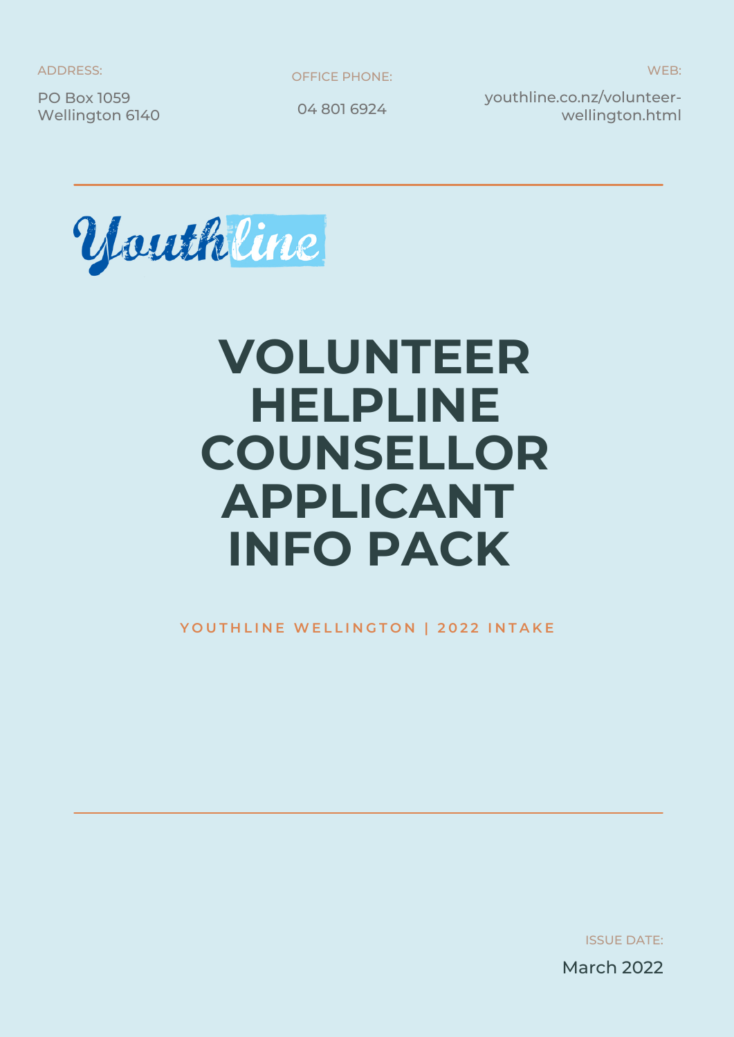ADDRESS:

PO Box 1059
Wellington 6140

OFFICE PHONE:

04 801 6924

WEB:

youthline.co.nz/volunteer-wellington.html

Youthline

# VOLUNTEER HELPLINE COUNSELLOR APPLICANT INFO PACK

YOUTHLINE WELLINGTON | 2022 INTAKE

ISSUE DATE:

March 2022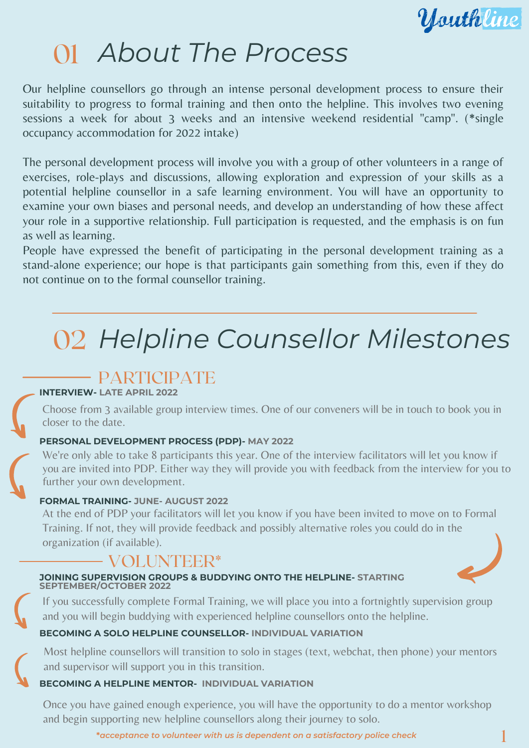Youthline

# 01 About The Process

Our helpline counsellors go through an intense personal development process to ensure their suitability to progress to formal training and then onto the helpline. This involves two evening sessions a week for about 3 weeks and an intensive weekend residential "camp". (*single occupancy accommodation for 2022 intake)

The personal development process will involve you with a group of other volunteers in a range of exercises, role-plays and discussions, allowing exploration and expression of your skills as a potential helpline counsellor in a safe learning environment. You will have an opportunity to examine your own biases and personal needs, and develop an understanding of how these affect your role in a supportive relationship. Full participation is requested, and the emphasis is on fun as well as learning.

People have expressed the benefit of participating in the personal development training as a stand-alone experience; our hope is that participants gain something from this, even if they do not continue on to the formal counsellor training.

# 02 Helpline Counsellor Milestones

## PARTICIPATE

**INTERVIEW- LATE APRIL 2022**

Choose from 3 available group interview times. One of our conveners will be in touch to book you in closer to the date.

**PERSONAL DEVELOPMENT PROCESS (PDP)- MAY 2022**

We're only able to take 8 participants this year. One of the interview facilitators will let you know if you are invited into PDP. Either way they will provide you with feedback from the interview for you to further your own development.

**FORMAL TRAINING- JUNE- AUGUST 2022**

At the end of PDP your facilitators will let you know if you have been invited to move on to Formal Training. If not, they will provide feedback and possibly alternative roles you could do in the organization (if available).

## VOLUNTEER*

**JOINING SUPERVISION GROUPS & BUDDYING ONTO THE HELPLINE- STARTING SEPTEMBER/OCTOBER 2022**

If you successfully complete Formal Training, we will place you into a fortnightly supervision group and you will begin buddying with experienced helpline counsellors onto the helpline.

**BECOMING A SOLO HELPLINE COUNSELLOR- INDIVIDUAL VARIATION**

Most helpline counsellors will transition to solo in stages (text, webchat, then phone) your mentors and supervisor will support you in this transition.

**BECOMING A HELPLINE MENTOR- INDIVIDUAL VARIATION**

Once you have gained enough experience, you will have the opportunity to do a mentor workshop and begin supporting new helpline counsellors along their journey to solo.

*\*acceptance to volunteer with us is dependent on a satisfactory police check*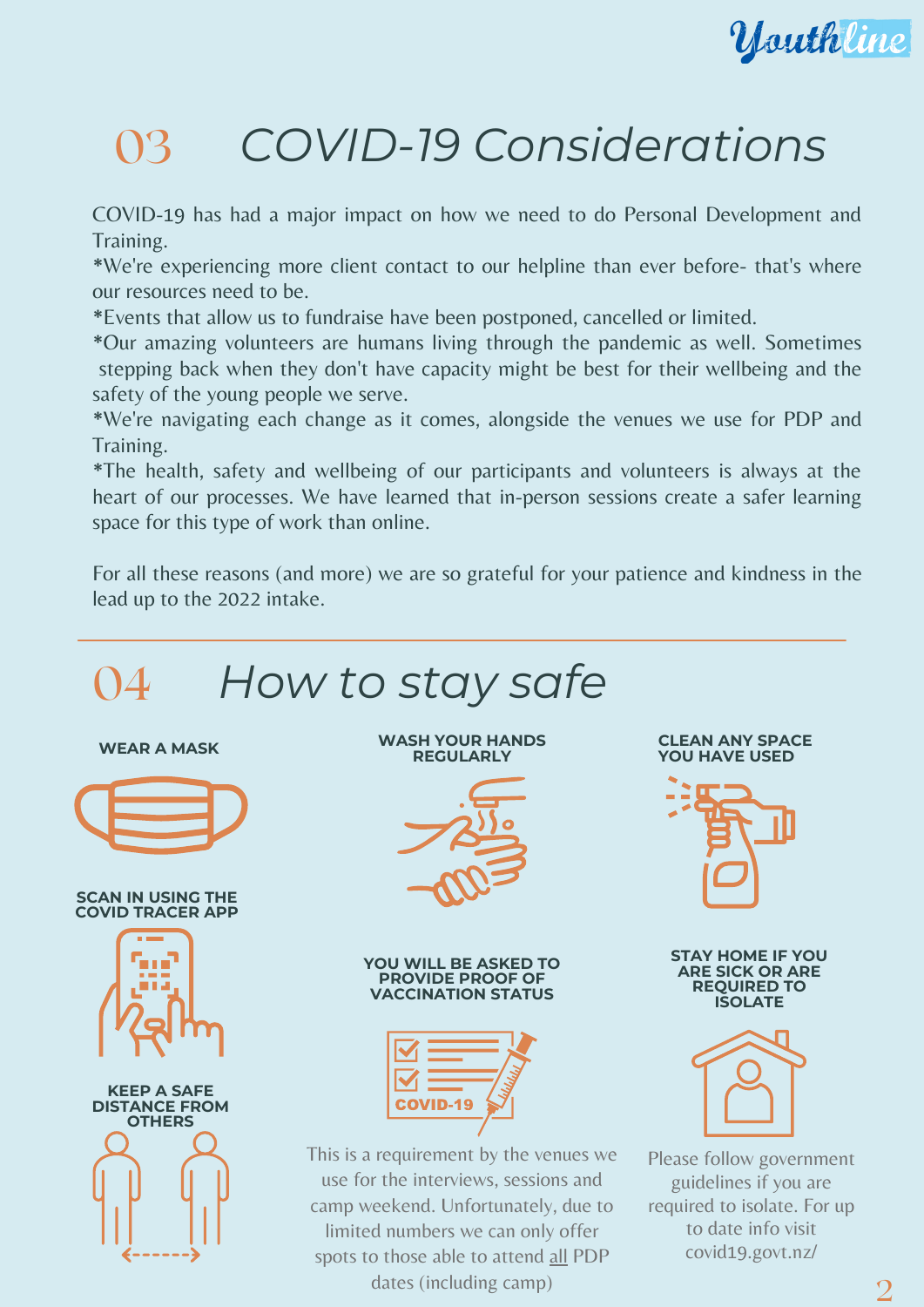## 03 COVID-19 Considerations

COVID-19 has had a major impact on how we need to do Personal Development and Training.

*We're experiencing more client contact to our helpline than ever before- that's where our resources need to be.

*Events that allow us to fundraise have been postponed, cancelled or limited.

*Our amazing volunteers are humans living through the pandemic as well. Sometimes stepping back when they don't have capacity might be best for their wellbeing and the safety of the young people we serve.

*We're navigating each change as it comes, alongside the venues we use for PDP and Training.

*The health, safety and wellbeing of our participants and volunteers is always at the heart of our processes. We have learned that in-person sessions create a safer learning space for this type of work than online.

For all these reasons (and more) we are so grateful for your patience and kindness in the lead up to the 2022 intake.

## 04 How to stay safe

**WEAR A MASK**

**WASH YOUR HANDS REGULARLY**

**CLEAN ANY SPACE YOU HAVE USED**

**SCAN IN USING THE COVID TRACER APP**

**YOU WILL BE ASKED TO PROVIDE PROOF OF VACCINATION STATUS**

This is a requirement by the venues we use for the interviews, sessions and camp weekend. Unfortunately, due to limited numbers we can only offer spots to those able to attend all PDP dates (including camp)

**STAY HOME IF YOU ARE SICK OR ARE REQUIRED TO ISOLATE**

Please follow government guidelines if you are required to isolate. For up to date info visit covid19.govt.nz/

**KEEP A SAFE DISTANCE FROM OTHERS**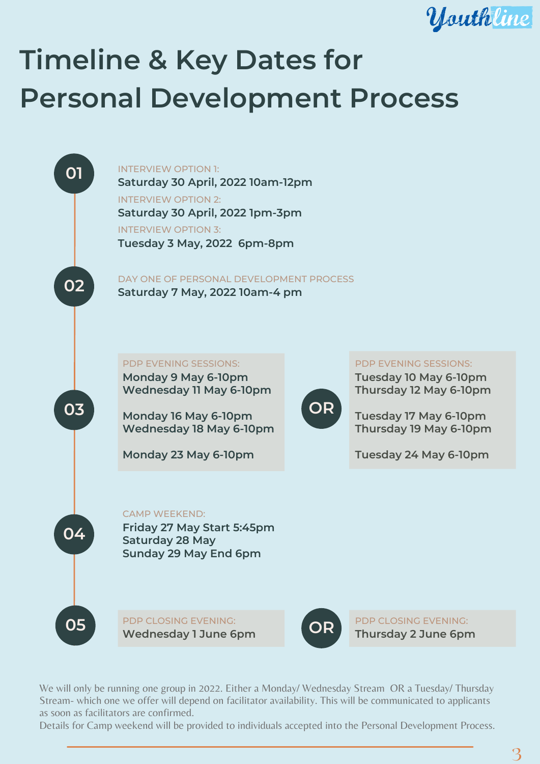# Timeline & Key Dates for Personal Development Process

## 01

INTERVIEW OPTION 1:
**Saturday 30 April, 2022 10am-12pm**

INTERVIEW OPTION 2:
**Saturday 30 April, 2022 1pm-3pm**

INTERVIEW OPTION 3:
**Tuesday 3 May, 2022 6pm-8pm**

## 02

DAY ONE OF PERSONAL DEVELOPMENT PROCESS
**Saturday 7 May, 2022 10am-4 pm**

## 03

PDP EVENING SESSIONS:
**Monday 9 May 6-10pm**
**Wednesday 11 May 6-10pm**

**Monday 16 May 6-10pm**
**Wednesday 18 May 6-10pm**

**Monday 23 May 6-10pm**

**OR**

PDP EVENING SESSIONS:
**Tuesday 10 May 6-10pm**
**Thursday 12 May 6-10pm**

**Tuesday 17 May 6-10pm**
**Thursday 19 May 6-10pm**

**Tuesday 24 May 6-10pm**

## 04

CAMP WEEKEND:
**Friday 27 May Start 5:45pm**
**Saturday 28 May**
**Sunday 29 May End 6pm**

## 05

PDP CLOSING EVENING:
**Wednesday 1 June 6pm**

**OR**

PDP CLOSING EVENING:
**Thursday 2 June 6pm**

We will only be running one group in 2022. Either a Monday/ Wednesday Stream OR a Tuesday/ Thursday Stream- which one we offer will depend on facilitator availability. This will be communicated to applicants as soon as facilitators are confirmed.
Details for Camp weekend will be provided to individuals accepted into the Personal Development Process.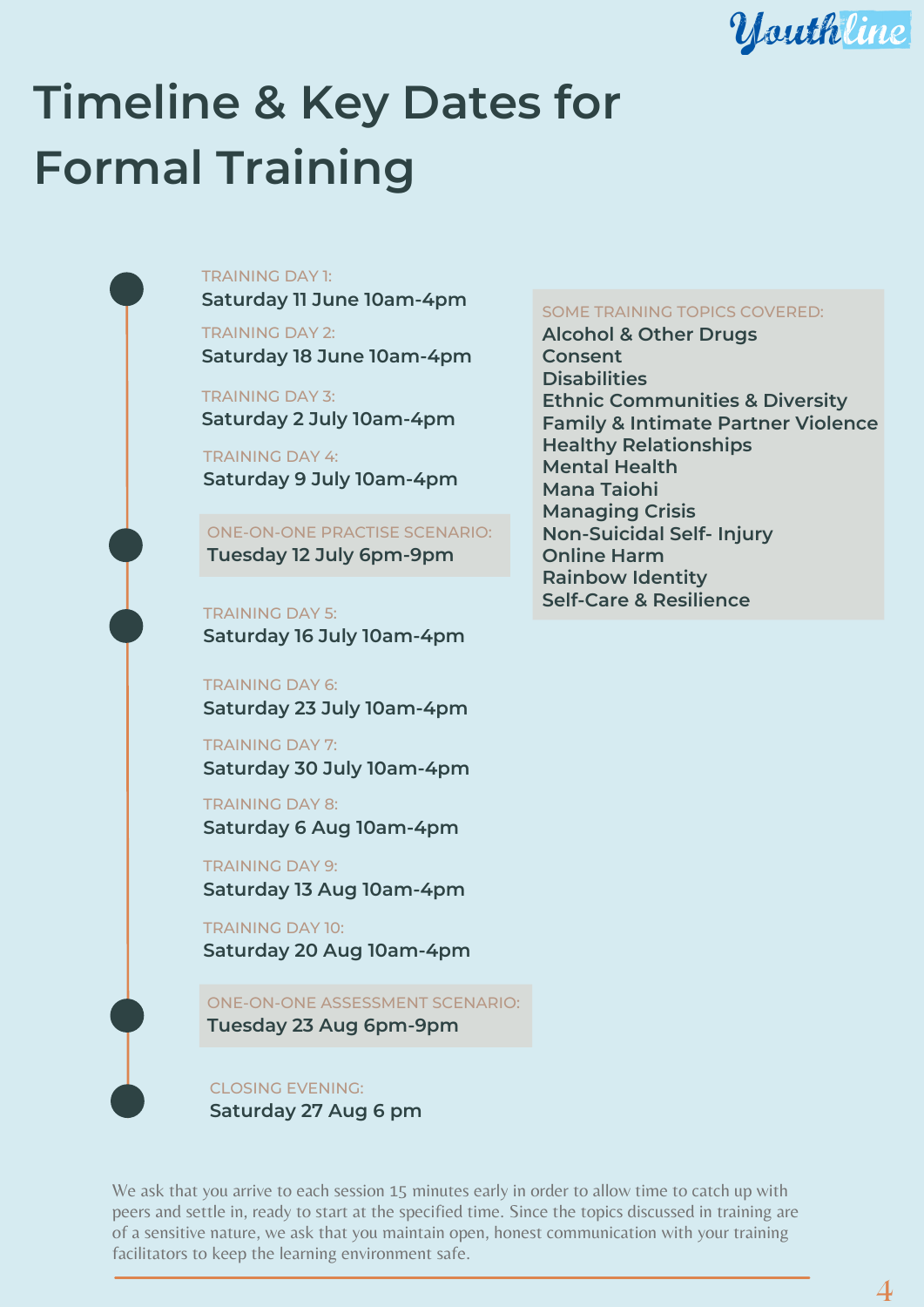# Timeline & Key Dates for Formal Training

TRAINING DAY 1:
**Saturday 11 June 10am-4pm**

TRAINING DAY 2:
**Saturday 18 June 10am-4pm**

TRAINING DAY 3:
**Saturday 2 July 10am-4pm**

TRAINING DAY 4:
**Saturday 9 July 10am-4pm**

ONE-ON-ONE PRACTISE SCENARIO:
**Tuesday 12 July 6pm-9pm**

TRAINING DAY 5:
**Saturday 16 July 10am-4pm**

TRAINING DAY 6:
**Saturday 23 July 10am-4pm**

TRAINING DAY 7:
**Saturday 30 July 10am-4pm**

TRAINING DAY 8:
**Saturday 6 Aug 10am-4pm**

TRAINING DAY 9:
**Saturday 13 Aug 10am-4pm**

TRAINING DAY 10:
**Saturday 20 Aug 10am-4pm**

ONE-ON-ONE ASSESSMENT SCENARIO:
**Tuesday 23 Aug 6pm-9pm**

CLOSING EVENING:
**Saturday 27 Aug 6 pm**

SOME TRAINING TOPICS COVERED:

- Alcohol & Other Drugs
- Consent
- Disabilities
- Ethnic Communities & Diversity
- Family & Intimate Partner Violence
- Healthy Relationships
- Mental Health
- Mana Taiohi
- Managing Crisis
- Non-Suicidal Self- Injury
- Online Harm
- Rainbow Identity
- Self-Care & Resilience

We ask that you arrive to each session 15 minutes early in order to allow time to catch up with peers and settle in, ready to start at the specified time. Since the topics discussed in training are of a sensitive nature, we ask that you maintain open, honest communication with your training facilitators to keep the learning environment safe.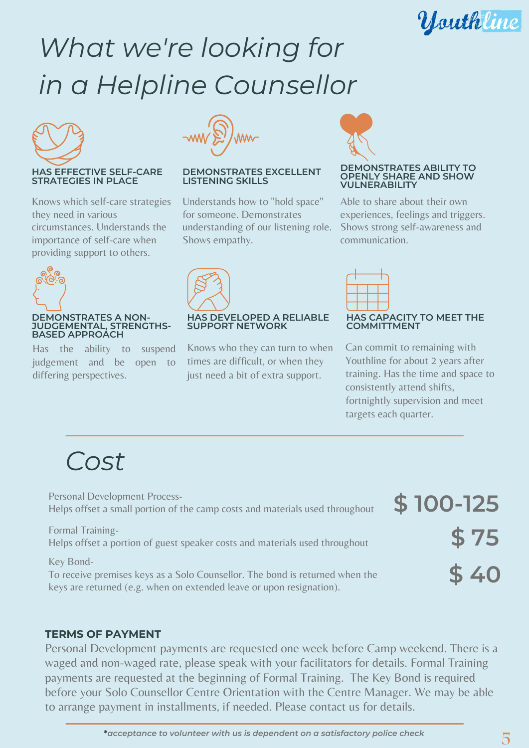Youthline

# What we're looking for in a Helpline Counsellor

### HAS EFFECTIVE SELF-CARE STRATEGIES IN PLACE

Knows which self-care strategies they need in various circumstances. Understands the importance of self-care when providing support to others.

### DEMONSTRATES EXCELLENT LISTENING SKILLS

Understands how to "hold space" for someone. Demonstrates understanding of our listening role. Shows empathy.

### DEMONSTRATES ABILITY TO OPENLY SHARE AND SHOW VULNERABILITY

Able to share about their own experiences, feelings and triggers. Shows strong self-awareness and communication.

### DEMONSTRATES A NON-JUDGEMENTAL, STRENGTHS-BASED APPROACH

Has the ability to suspend judgement and be open to differing perspectives.

### HAS DEVELOPED A RELIABLE SUPPORT NETWORK

Knows who they can turn to when times are difficult, or when they just need a bit of extra support.

### HAS CAPACITY TO MEET THE COMMITTMENT

Can commit to remaining with Youthline for about 2 years after training. Has the time and space to consistently attend shifts, fortnightly supervision and meet targets each quarter.

## Cost

| Item | Cost |
| --- | --- |
| Personal Development Process- Helps offset a small portion of the camp costs and materials used throughout | $ 100-125 |
| Formal Training- Helps offset a portion of guest speaker costs and materials used throughout | $ 75 |
| Key Bond- To receive premises keys as a Solo Counsellor. The bond is returned when the keys are returned (e.g. when on extended leave or upon resignation). | $ 40 |

**TERMS OF PAYMENT**

Personal Development payments are requested one week before Camp weekend. There is a waged and non-waged rate, please speak with your facilitators for details. Formal Training payments are requested at the beginning of Formal Training. The Key Bond is required before your Solo Counsellor Centre Orientation with the Centre Manager. We may be able to arrange payment in installments, if needed. Please contact us for details.

***acceptance to volunteer with us is dependent on a satisfactory police check***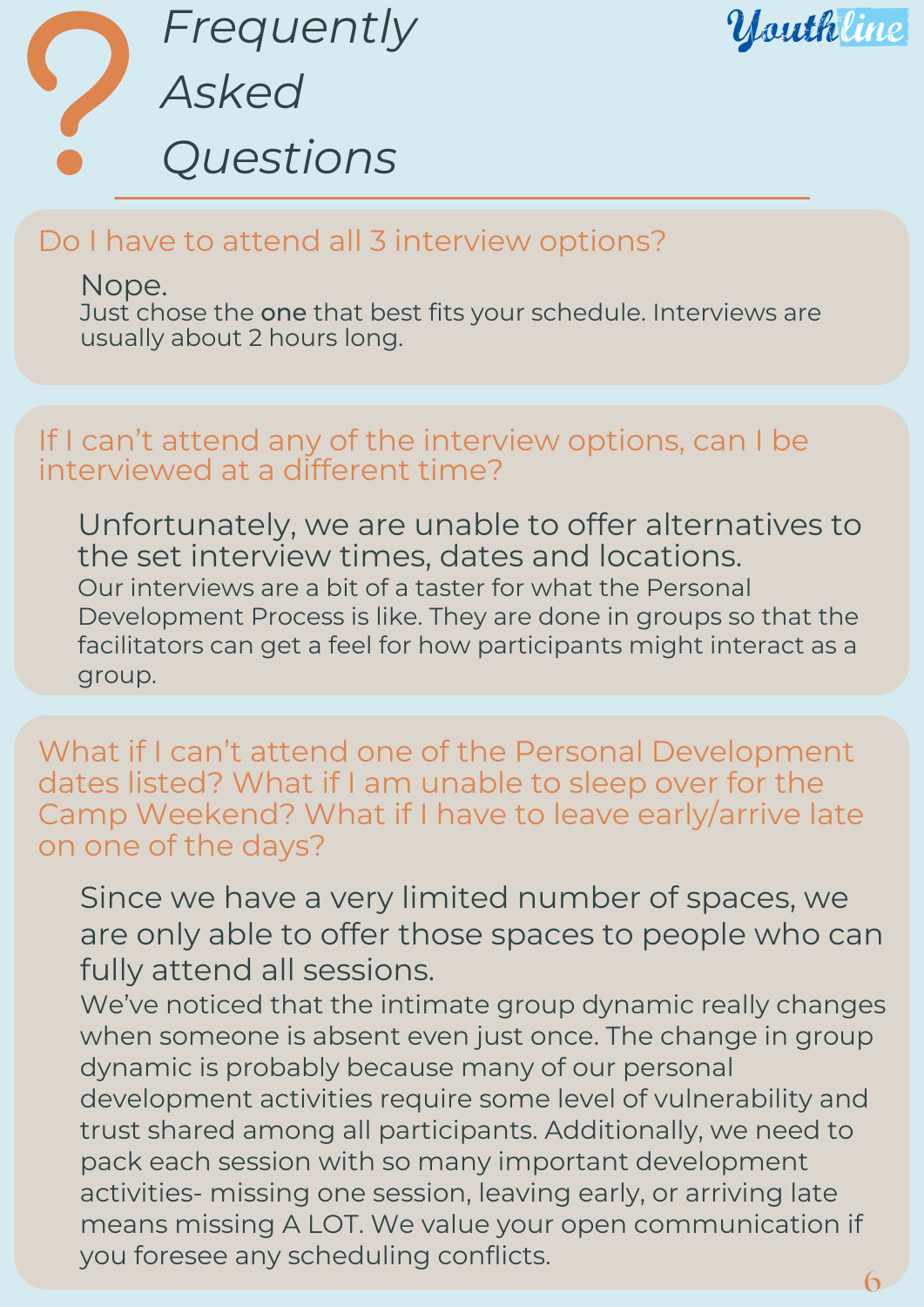# Frequently Asked Questions

Youthline

## Do I have to attend all 3 interview options?

Nope.

Just chose the **one** that best fits your schedule. Interviews are usually about 2 hours long.

## If I can't attend any of the interview options, can I be interviewed at a different time?

Unfortunately, we are unable to offer alternatives to the set interview times, dates and locations.

Our interviews are a bit of a taster for what the Personal Development Process is like. They are done in groups so that the facilitators can get a feel for how participants might interact as a group.

## What if I can't attend one of the Personal Development dates listed? What if I am unable to sleep over for the Camp Weekend? What if I have to leave early/arrive late on one of the days?

Since we have a very limited number of spaces, we are only able to offer those spaces to people who can fully attend all sessions.

We've noticed that the intimate group dynamic really changes when someone is absent even just once. The change in group dynamic is probably because many of our personal development activities require some level of vulnerability and trust shared among all participants. Additionally, we need to pack each session with so many important development activities- missing one session, leaving early, or arriving late means missing A LOT. We value your open communication if you foresee any scheduling conflicts.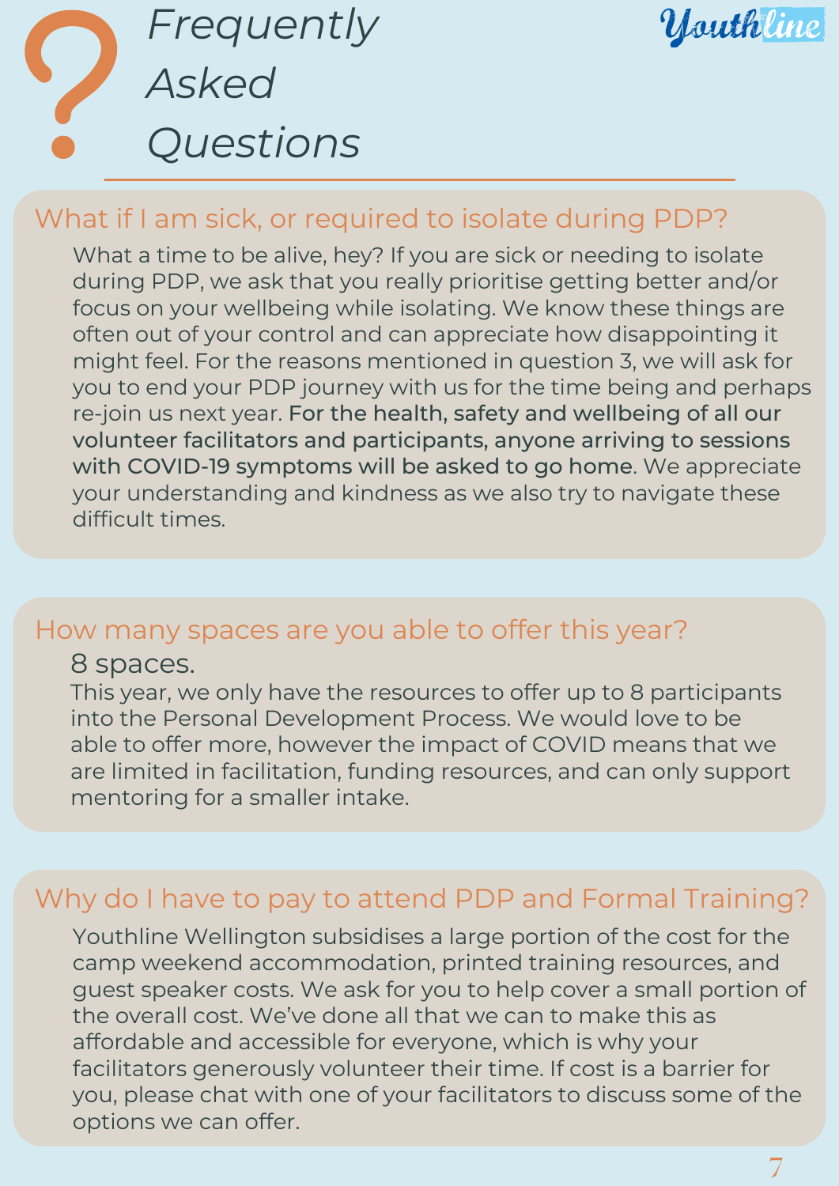# Frequently Asked Questions

Youthline

## What if I am sick, or required to isolate during PDP?

What a time to be alive, hey? If you are sick or needing to isolate during PDP, we ask that you really prioritise getting better and/or focus on your wellbeing while isolating. We know these things are often out of your control and can appreciate how disappointing it might feel. For the reasons mentioned in question 3, we will ask for you to end your PDP journey with us for the time being and perhaps re-join us next year. **For the health, safety and wellbeing of all our volunteer facilitators and participants, anyone arriving to sessions with COVID-19 symptoms will be asked to go home**. We appreciate your understanding and kindness as we also try to navigate these difficult times.

## How many spaces are you able to offer this year?

8 spaces.

This year, we only have the resources to offer up to 8 participants into the Personal Development Process. We would love to be able to offer more, however the impact of COVID means that we are limited in facilitation, funding resources, and can only support mentoring for a smaller intake.

## Why do I have to pay to attend PDP and Formal Training?

Youthline Wellington subsidises a large portion of the cost for the camp weekend accommodation, printed training resources, and guest speaker costs. We ask for you to help cover a small portion of the overall cost. We've done all that we can to make this as affordable and accessible for everyone, which is why your facilitators generously volunteer their time. If cost is a barrier for you, please chat with one of your facilitators to discuss some of the options we can offer.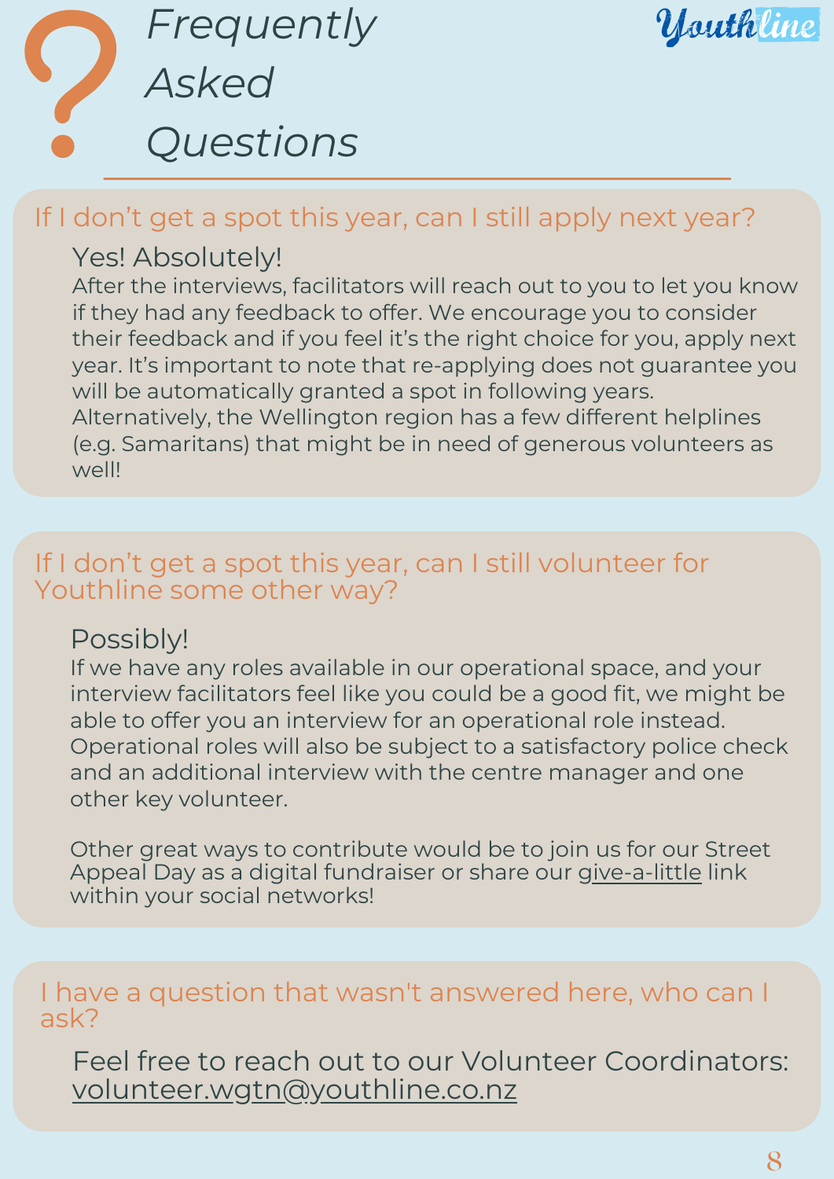# Frequently Asked Questions

Youthline

## If I don’t get a spot this year, can I still apply next year?

Yes! Absolutely!

After the interviews, facilitators will reach out to you to let you know if they had any feedback to offer. We encourage you to consider their feedback and if you feel it’s the right choice for you, apply next year. It’s important to note that re-applying does not guarantee you will be automatically granted a spot in following years. Alternatively, the Wellington region has a few different helplines (e.g. Samaritans) that might be in need of generous volunteers as well!

## If I don’t get a spot this year, can I still volunteer for Youthline some other way?

Possibly!

If we have any roles available in our operational space, and your interview facilitators feel like you could be a good fit, we might be able to offer you an interview for an operational role instead. Operational roles will also be subject to a satisfactory police check and an additional interview with the centre manager and one other key volunteer.

Other great ways to contribute would be to join us for our Street Appeal Day as a digital fundraiser or share our give-a-little link within your social networks!

## I have a question that wasn't answered here, who can I ask?

Feel free to reach out to our Volunteer Coordinators: volunteer.wgtn@youthline.co.nz